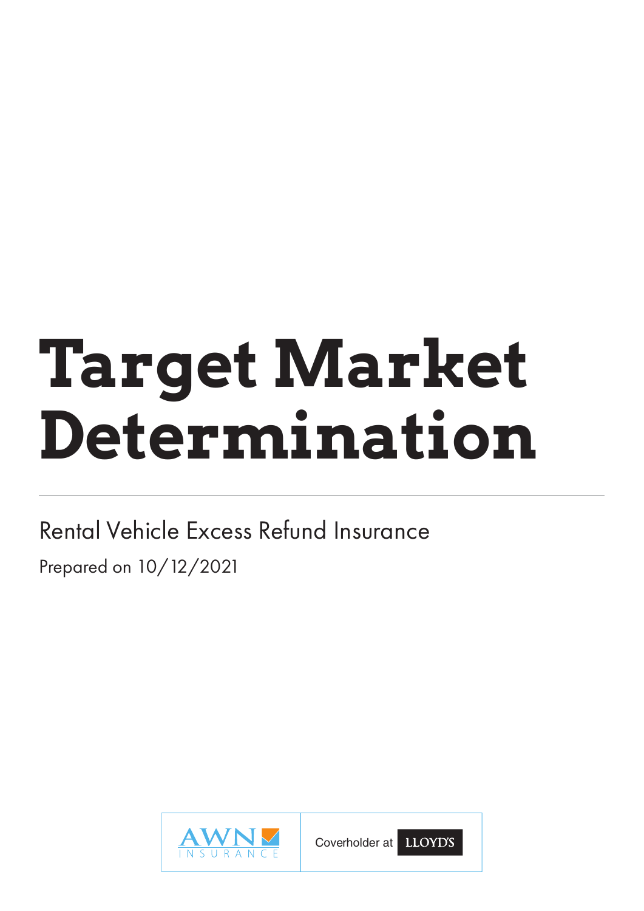# Target Market Determination

Rental Vehicle Excess Refund Insurance

Prepared on 10/12/2021

AWN INSURANCE

Coverholder at LLOYD'S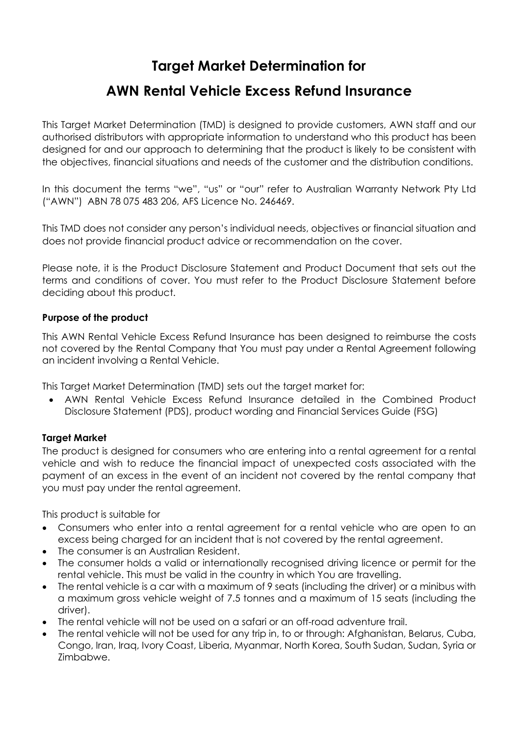# Target Market Determination for

# AWN Rental Vehicle Excess Refund Insurance

This Target Market Determination (TMD) is designed to provide customers, AWN staff and our authorised distributors with appropriate information to understand who this product has been designed for and our approach to determining that the product is likely to be consistent with the objectives, financial situations and needs of the customer and the distribution conditions.

In this document the terms "we", "us" or "our" refer to Australian Warranty Network Pty Ltd ("AWN") ABN 78 075 483 206, AFS Licence No. 246469.

This TMD does not consider any person's individual needs, objectives or financial situation and does not provide financial product advice or recommendation on the cover.

Please note, it is the Product Disclosure Statement and Product Document that sets out the terms and conditions of cover. You must refer to the Product Disclosure Statement before deciding about this product.

**Purpose of the product**

This AWN Rental Vehicle Excess Refund Insurance has been designed to reimburse the costs not covered by the Rental Company that You must pay under a Rental Agreement following an incident involving a Rental Vehicle.

This Target Market Determination (TMD) sets out the target market for:

- AWN Rental Vehicle Excess Refund Insurance detailed in the Combined Product Disclosure Statement (PDS), product wording and Financial Services Guide (FSG)

**Target Market**

The product is designed for consumers who are entering into a rental agreement for a rental vehicle and wish to reduce the financial impact of unexpected costs associated with the payment of an excess in the event of an incident not covered by the rental company that you must pay under the rental agreement.

This product is suitable for

- Consumers who enter into a rental agreement for a rental vehicle who are open to an excess being charged for an incident that is not covered by the rental agreement.
- The consumer is an Australian Resident.
- The consumer holds a valid or internationally recognised driving licence or permit for the rental vehicle. This must be valid in the country in which You are travelling.
- The rental vehicle is a car with a maximum of 9 seats (including the driver) or a minibus with a maximum gross vehicle weight of 7.5 tonnes and a maximum of 15 seats (including the driver).
- The rental vehicle will not be used on a safari or an off-road adventure trail.
- The rental vehicle will not be used for any trip in, to or through: Afghanistan, Belarus, Cuba, Congo, Iran, Iraq, Ivory Coast, Liberia, Myanmar, North Korea, South Sudan, Sudan, Syria or Zimbabwe.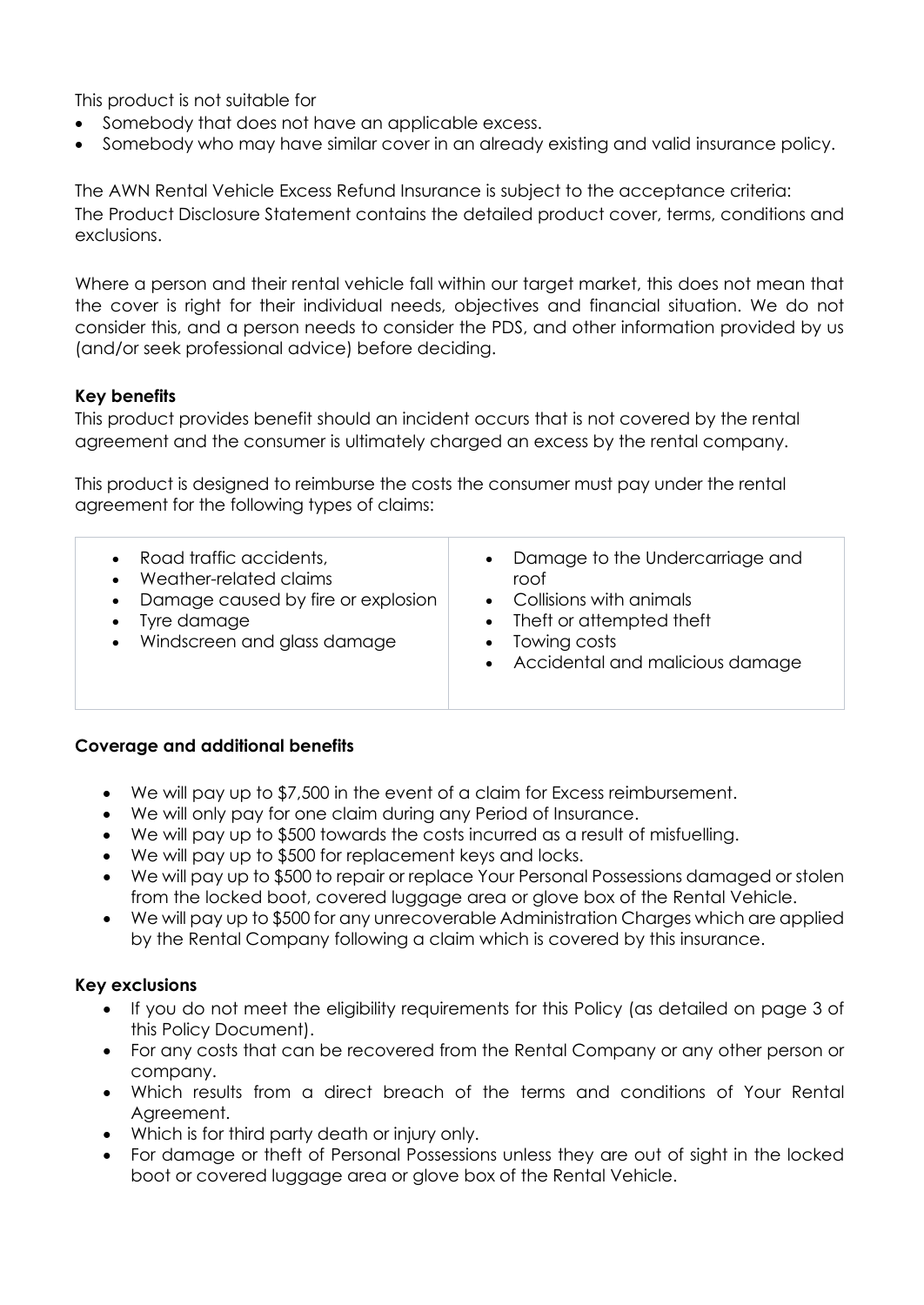This product is not suitable for

- Somebody that does not have an applicable excess.
- Somebody who may have similar cover in an already existing and valid insurance policy.

The AWN Rental Vehicle Excess Refund Insurance is subject to the acceptance criteria:
The Product Disclosure Statement contains the detailed product cover, terms, conditions and exclusions.

Where a person and their rental vehicle fall within our target market, this does not mean that the cover is right for their individual needs, objectives and financial situation. We do not consider this, and a person needs to consider the PDS, and other information provided by us (and/or seek professional advice) before deciding.

**Key benefits**

This product provides benefit should an incident occurs that is not covered by the rental agreement and the consumer is ultimately charged an excess by the rental company.

This product is designed to reimburse the costs the consumer must pay under the rental agreement for the following types of claims:

| | |
|---|---|
| • Road traffic accidents,<br>• Weather-related claims<br>• Damage caused by fire or explosion<br>• Tyre damage<br>• Windscreen and glass damage | • Damage to the Undercarriage and roof<br>• Collisions with animals<br>• Theft or attempted theft<br>• Towing costs<br>• Accidental and malicious damage |

**Coverage and additional benefits**

- We will pay up to $7,500 in the event of a claim for Excess reimbursement.
- We will only pay for one claim during any Period of Insurance.
- We will pay up to $500 towards the costs incurred as a result of misfuelling.
- We will pay up to $500 for replacement keys and locks.
- We will pay up to $500 to repair or replace Your Personal Possessions damaged or stolen from the locked boot, covered luggage area or glove box of the Rental Vehicle.
- We will pay up to $500 for any unrecoverable Administration Charges which are applied by the Rental Company following a claim which is covered by this insurance.

**Key exclusions**

- If you do not meet the eligibility requirements for this Policy (as detailed on page 3 of this Policy Document).
- For any costs that can be recovered from the Rental Company or any other person or company.
- Which results from a direct breach of the terms and conditions of Your Rental Agreement.
- Which is for third party death or injury only.
- For damage or theft of Personal Possessions unless they are out of sight in the locked boot or covered luggage area or glove box of the Rental Vehicle.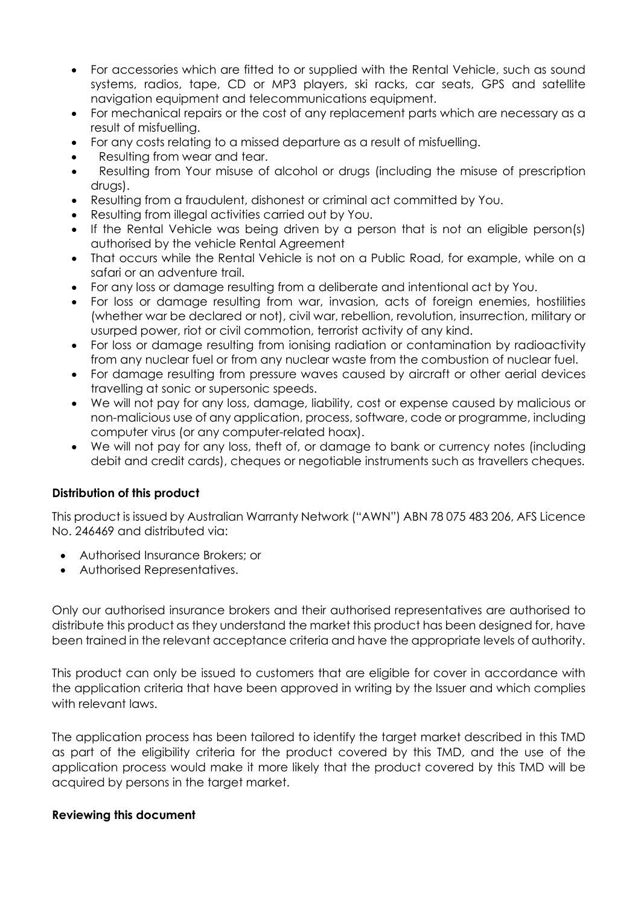- For accessories which are fitted to or supplied with the Rental Vehicle, such as sound systems, radios, tape, CD or MP3 players, ski racks, car seats, GPS and satellite navigation equipment and telecommunications equipment.
- For mechanical repairs or the cost of any replacement parts which are necessary as a result of misfuelling.
- For any costs relating to a missed departure as a result of misfuelling.
- Resulting from wear and tear.
- Resulting from Your misuse of alcohol or drugs (including the misuse of prescription drugs).
- Resulting from a fraudulent, dishonest or criminal act committed by You.
- Resulting from illegal activities carried out by You.
- If the Rental Vehicle was being driven by a person that is not an eligible person(s) authorised by the vehicle Rental Agreement
- That occurs while the Rental Vehicle is not on a Public Road, for example, while on a safari or an adventure trail.
- For any loss or damage resulting from a deliberate and intentional act by You.
- For loss or damage resulting from war, invasion, acts of foreign enemies, hostilities (whether war be declared or not), civil war, rebellion, revolution, insurrection, military or usurped power, riot or civil commotion, terrorist activity of any kind.
- For loss or damage resulting from ionising radiation or contamination by radioactivity from any nuclear fuel or from any nuclear waste from the combustion of nuclear fuel.
- For damage resulting from pressure waves caused by aircraft or other aerial devices travelling at sonic or supersonic speeds.
- We will not pay for any loss, damage, liability, cost or expense caused by malicious or non-malicious use of any application, process, software, code or programme, including computer virus (or any computer-related hoax).
- We will not pay for any loss, theft of, or damage to bank or currency notes (including debit and credit cards), cheques or negotiable instruments such as travellers cheques.

**Distribution of this product**

This product is issued by Australian Warranty Network ("AWN") ABN 78 075 483 206, AFS Licence No. 246469 and distributed via:

- Authorised Insurance Brokers; or
- Authorised Representatives.

Only our authorised insurance brokers and their authorised representatives are authorised to distribute this product as they understand the market this product has been designed for, have been trained in the relevant acceptance criteria and have the appropriate levels of authority.

This product can only be issued to customers that are eligible for cover in accordance with the application criteria that have been approved in writing by the Issuer and which complies with relevant laws.

The application process has been tailored to identify the target market described in this TMD as part of the eligibility criteria for the product covered by this TMD, and the use of the application process would make it more likely that the product covered by this TMD will be acquired by persons in the target market.

**Reviewing this document**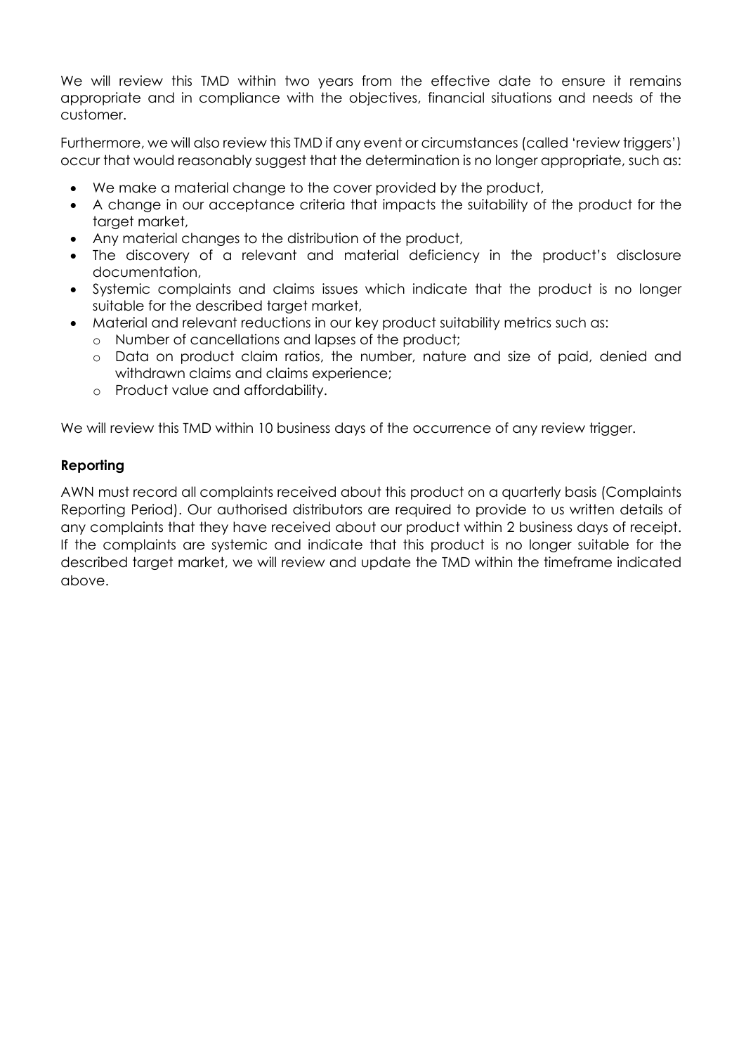We will review this TMD within two years from the effective date to ensure it remains appropriate and in compliance with the objectives, financial situations and needs of the customer.

Furthermore, we will also review this TMD if any event or circumstances (called 'review triggers') occur that would reasonably suggest that the determination is no longer appropriate, such as:

- We make a material change to the cover provided by the product,
- A change in our acceptance criteria that impacts the suitability of the product for the target market,
- Any material changes to the distribution of the product,
- The discovery of a relevant and material deficiency in the product's disclosure documentation,
- Systemic complaints and claims issues which indicate that the product is no longer suitable for the described target market,
- Material and relevant reductions in our key product suitability metrics such as:
  - Number of cancellations and lapses of the product;
  - Data on product claim ratios, the number, nature and size of paid, denied and withdrawn claims and claims experience;
  - Product value and affordability.

We will review this TMD within 10 business days of the occurrence of any review trigger.

**Reporting**

AWN must record all complaints received about this product on a quarterly basis (Complaints Reporting Period). Our authorised distributors are required to provide to us written details of any complaints that they have received about our product within 2 business days of receipt. If the complaints are systemic and indicate that this product is no longer suitable for the described target market, we will review and update the TMD within the timeframe indicated above.